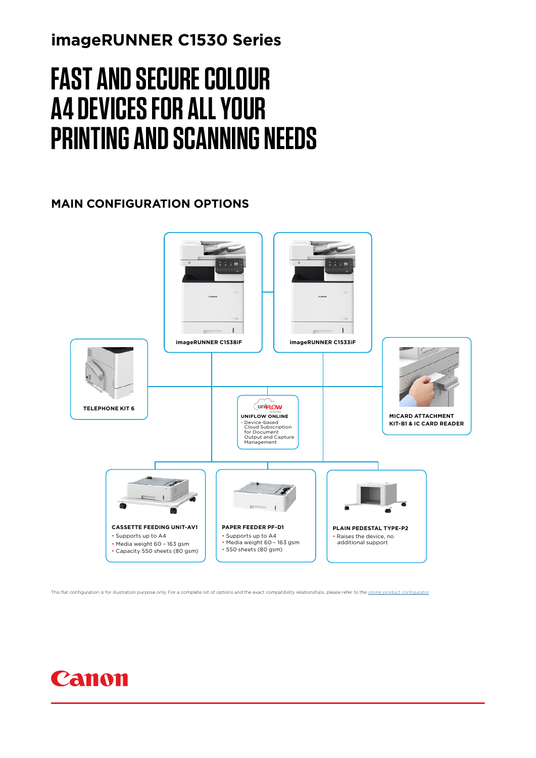## imageRUNNER C1530 Series

# FAST AND SECURE COLOUR A4 DEVICES FOR ALL YOUR PRINTING AND SCANNING NEEDS

## MAIN CONFIGURATION OPTIONS

**imageRUNNER C1538iF**

**imageRUNNER C1533iF**

**TELEPHONE KIT 6**

**UNIFLOW ONLINE**
- Device-based Cloud Subscription for Document Output and Capture Management

**MICARD ATTACHMENT KIT-B1 & IC CARD READER**

**CASSETTE FEEDING UNIT-AV1**
- Supports up to A4
- Media weight 60 – 163 gsm
- Capacity 550 sheets (80 gsm)

**PAPER FEEDER PF-D1**
- Supports up to A4
- Media weight 60 – 163 gsm
- 550 sheets (80 gsm)

**PLAIN PEDESTAL TYPE-P2**
- Raises the device, no additional support

This flat configuration is for illustration purpose only. For a complete list of options and the exact compatibility relationships, please refer to the online product configurator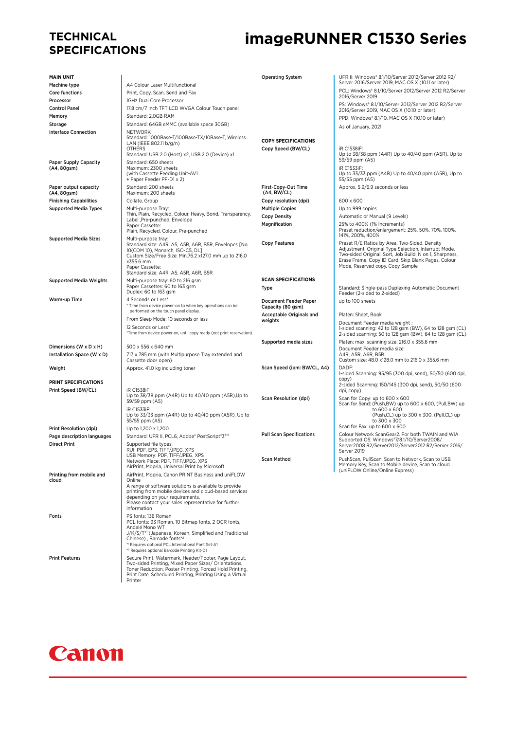# TECHNICAL SPECIFICATIONS

# imageRUNNER C1530 Series

## MAIN UNIT

| | |
|---|---|
| Machine type | A4 Colour Laser Multifunctional |
| Core functions | Print, Copy, Scan, Send and Fax |
| Processor | 1GHz Dual Core Processor |
| Control Panel | 17.8 cm/7 inch TFT LCD WVGA Colour Touch panel |
| Memory | Standard: 2.0GB RAM |
| Storage | Standard: 64GB eMMC (available space 30GB) |
| Interface Connection | NETWORK<br>Standard: 1000Base-T/100Base-TX/10Base-T, Wireless LAN (IEEE 802.11 b/g/n)<br>OTHERS<br>Standard: USB 2.0 (Host) x2, USB 2.0 (Device) x1 |
| Paper Supply Capacity (A4, 80gsm) | Standard: 650 sheets<br>Maximum: 2300 sheets<br>(with Cassette Feeding Unit-AV1 + Paper Feeder PF-D1 x 2) |
| Paper output capacity (A4, 80gsm) | Standard: 200 sheets<br>Maximum: 200 sheets |
| Finishing Capabilities | Collate, Group |
| Supported Media Types | Multi-purpose Tray:<br>Thin, Plain, Recycled, Colour, Heavy, Bond, Transparency, Label ,Pre-punched, Envelope<br>Paper Cassette:<br>Plain, Recycled, Colour, Pre-punched |
| Supported Media Sizes | Multi-purpose tray:<br>Standard size: A4R, A5, A5R, A6R, B5R, Envelopes [No. 10(COM 10), Monarch, ISO-C5, DL]<br>Custom Size/Free Size: Min.76.2 x127.0 mm up to 216.0 x355.6 mm<br>Paper Cassette:<br>Standard size: A4R, A5, A5R, A6R, B5R |
| Supported Media Weights | Multi-purpose tray: 60 to 216 gsm<br>Paper Cassettes: 60 to 163 gsm<br>Duplex: 60 to 163 gsm |
| Warm-up Time | 4 Seconds or Less*<br>* Time from device power-on to when key operations can be performed on the touch panel display.<br>From Sleep Mode: 10 seconds or less<br>12 Seconds or Less*<br>*Time from device power on, until copy ready (not print reservation) |
| Dimensions (W x D x H) | 500 x 556 x 640 mm |
| Installation Space (W x D) | 717 x 785 mm (with Multipurpose Tray extended and Cassette door open) |
| Weight | Approx. 41.0 kg including toner |

## PRINT SPECIFICATIONS

| | |
|---|---|
| Print Speed (BW/CL) | iR C1538iF:<br>Up to 38/38 ppm (A4R) Up to 40/40 ppm (A5R),Up to 59/59 ppm (A5)<br>iR C1533iF:<br>Up to 33/33 ppm (A4R) Up to 40/40 ppm (A5R), Up to 55/55 ppm (A5) |
| Print Resolution (dpi) | Up to 1,200 x 1,200 |
| Page description languages | Standard: UFR II, PCL6, Adobe® PostScript®3™ |
| Direct Print | Supported file types:<br>RUI: PDF, EPS, TIFF/JPEG, XPS<br>USB Memory: PDF, TIFF/JPEG, XPS<br>Network Place: PDF, TIFF/JPEG, XPS<br>AirPrint, Mopria, Universal Print by Microsoft |
| Printing from mobile and cloud | AirPrint, Mopria, Canon PRINT Business and uniFLOW Online<br>A range of software solutions is available to provide printing from mobile devices and cloud-based services depending on your requirements.<br>Please contact your sales representative for further information |
| Fonts | PS fonts: 136 Roman<br>PCL fonts: 93 Roman, 10 Bitmap fonts, 2 OCR fonts, Andalé Mono WT<br>J/K/S/T*[1] (Japanese, Korean, Simplified and Traditional Chinese) , Barcode fonts*[2]<br>*[1] Requires optional PCL International Font Set-A1<br>*[2] Requires optional Barcode Printing Kit-D1 |
| Print Features | Secure Print, Watermark, Header/Footer, Page Layout, Two-sided Printing, Mixed Paper Sizes/ Orientations, Toner Reduction, Poster Printing, Forced Hold Printing, Print Date, Scheduled Printing, Printing Using a Virtual Printer |
| Operating System | UFR II: Windows® 8.1/10/Server 2012/Server 2012 R2/ Server 2016/Server 2019, MAC OS X (10.11 or later)<br>PCL: Windows® 8.1/10/Server 2012/Server 2012 R2/Server 2016/Server 2019<br>PS: Windows® 8.1/10/Server 2012/Server 2012 R2/Server 2016/Server 2019, MAC OS X (10.10 or later)<br>PPD: Windows® 8.1/10, MAC OS X (10.10 or later)<br>As of January, 2021 |

## COPY SPECIFICATIONS

| | |
|---|---|
| Copy Speed (BW/CL) | iR C1538iF:<br>Up to 38/38 ppm (A4R) Up to 40/40 ppm (A5R), Up to 59/59 ppm (A5)<br>iR C1533iF:<br>Up to 33/33 ppm (A4R) Up to 40/40 ppm (A5R), Up to 55/55 ppm (A5) |
| First-Copy-Out Time (A4, BW/CL) | Approx. 5.9/6.9 seconds or less |
| Copy resolution (dpi) | 600 x 600 |
| Multiple Copies | Up to 999 copies |
| Copy Density | Automatic or Manual (9 Levels) |
| Magnification | 25% to 400% (1% Increments)<br>Preset reduction/enlargement: 25%, 50%, 70%, 100%, 141%, 200%, 400% |
| Copy Features | Preset R/E Ratios by Area, Two-Sided, Density Adjustment, Original Type Selection, Interrupt Mode, Two-sided Original, Sort, Job Build, N on 1, Sharpness, Erase Frame, Copy ID Card, Skip Blank Pages, Colour Mode, Reserved copy, Copy Sample |

## SCAN SPECIFICATIONS

| | |
|---|---|
| Type | Standard: Single-pass Duplexing Automatic Document Feeder (2-sided to 2-sided) |
| Document Feeder Paper Capacity (80 gsm) | up to 100 sheets |
| Acceptable Originals and weights | Platen: Sheet, Book<br>Document Feeder media weight :<br>1-sided scanning: 42 to 128 gsm (BW), 64 to 128 gsm (CL)<br>2-sided scanning: 50 to 128 gsm (BW), 64 to 128 gsm (CL) |
| Supported media sizes | Platen: max. scanning size: 216.0 x 355.6 mm<br>Document Feeder media size:<br>A4R, A5R, A6R, B5R<br>Custom size: 48.0 x128.0 mm to 216.0 x 355.6 mm |
| Scan Speed (ipm: BW/CL, A4) | DADF:<br>1-sided Scanning: 95/95 (300 dpi, send), 50/50 (600 dpi, copy)<br>2-sided Scanning: 150/145 (300 dpi, send), 50/50 (600 dpi, copy) |
| Scan Resolution (dpi) | Scan for Copy: up to 600 x 600<br>Scan for Send: (Push,BW) up to 600 x 600, (Pull,BW) up to 600 x 600<br>(Push,CL) up to 300 x 300, (Pull,CL) up to 300 x 300<br>Scan for Fax: up to 600 x 600 |
| Pull Scan Specifications | Colour Network ScanGear2. For both TWAIN and WIA<br>Supported OS: Windows®7/8.1/10/Server2008/ Server2008 R2/Server2012/Server2012 R2/Server 2016/ Server 2019 |
| Scan Method | PushScan, PullScan, Scan to Network, Scan to USB Memory Key, Scan to Mobile device, Scan to cloud (uniFLOW Online/Online Express) |

Canon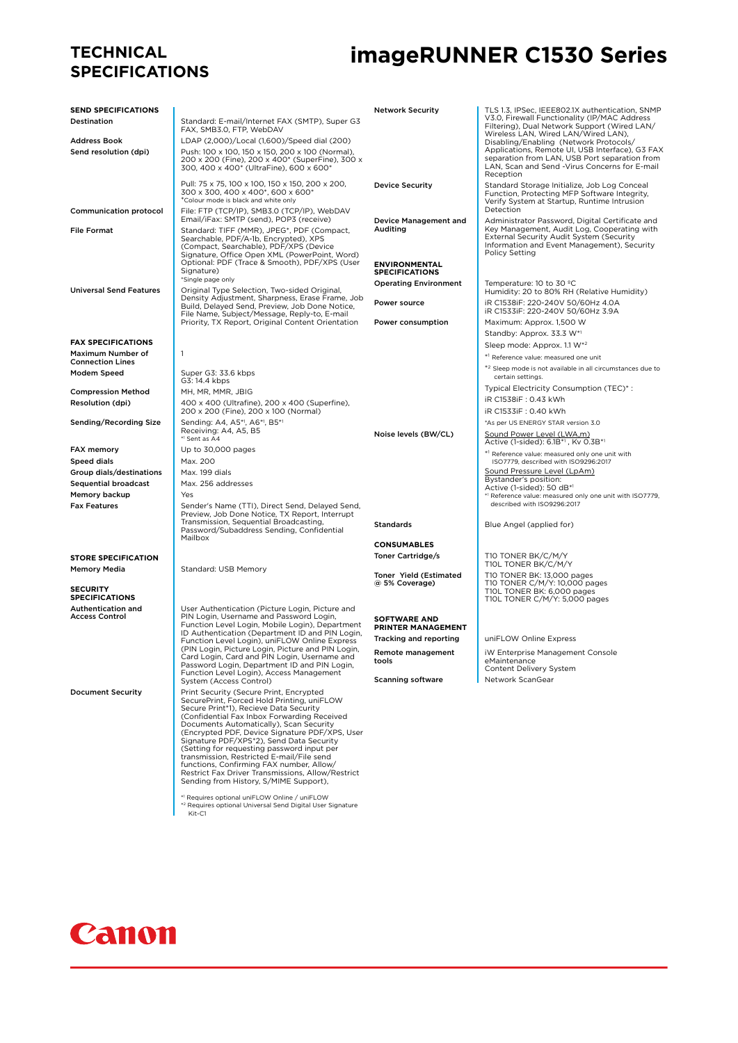# TECHNICAL SPECIFICATIONS

# imageRUNNER C1530 Series

## SEND SPECIFICATIONS

| | |
|---|---|
| Destination | Standard: E-mail/Internet FAX (SMTP), Super G3 FAX, SMB3.0, FTP, WebDAV |
| Address Book | LDAP (2,000)/Local (1,600)/Speed dial (200) |
| Send resolution (dpi) | Push: 100 x 100, 150 x 150, 200 x 100 (Normal), 200 x 200 (Fine), 200 x 400* (SuperFine), 300 x 300, 400 x 400* (UltraFine), 600 x 600*<br>Pull: 75 x 75, 100 x 100, 150 x 150, 200 x 200, 300 x 300, 400 x 400*, 600 x 600*<br>*Colour mode is black and white only |
| Communication protocol | File: FTP (TCP/IP), SMB3.0 (TCP/IP), WebDAV<br>Email/iFax: SMTP (send), POP3 (receive) |
| File Format | Standard: TIFF (MMR), JPEG*, PDF (Compact, Searchable, PDF/A-1b, Encrypted), XPS (Compact, Searchable), PDF/XPS (Device Signature, Office Open XML (PowerPoint, Word)<br>Optional: PDF (Trace & Smooth), PDF/XPS (User Signature)<br>*Single page only |
| Universal Send Features | Original Type Selection, Two-sided Original, Density Adjustment, Sharpness, Erase Frame, Job Build, Delayed Send, Preview, Job Done Notice, File Name, Subject/Message, Reply-to, E-mail Priority, TX Report, Original Content Orientation |

## FAX SPECIFICATIONS

| | |
|---|---|
| Maximum Number of Connection Lines | 1 |
| Modem Speed | Super G3: 33.6 kbps<br>G3: 14.4 kbps |
| Compression Method | MH, MR, MMR, JBIG |
| Resolution (dpi) | 400 x 400 (Ultrafine), 200 x 400 (Superfine), 200 x 200 (Fine), 200 x 100 (Normal) |
| Sending/Recording Size | Sending: A4, A5*1, A6*1, B5*1<br>Receiving: A4, A5, B5<br>*1 Sent as A4 |
| FAX memory | Up to 30,000 pages |
| Speed dials | Max. 200 |
| Group dials/destinations | Max. 199 dials |
| Sequential broadcast | Max. 256 addresses |
| Memory backup | Yes |
| Fax Features | Sender's Name (TTI), Direct Send, Delayed Send, Preview, Job Done Notice, TX Report, Interrupt Transmission, Sequential Broadcasting, Password/Subaddress Sending, Confidential Mailbox |

## STORE SPECIFICATION

| | |
|---|---|
| Memory Media | Standard: USB Memory |

## SECURITY SPECIFICATIONS

| | |
|---|---|
| Authentication and Access Control | User Authentication (Picture Login, Picture and PIN Login, Username and Password Login, Function Level Login, Mobile Login), Department ID Authentication (Department ID and PIN Login, Function Level Login), uniFLOW Online Express (PIN Login, Picture Login, Picture and PIN Login, Card Login, Card and PIN Login, Username and Password Login, Department ID and PIN Login, Function Level Login), Access Management System (Access Control) |
| Document Security | Print Security (Secure Print, Encrypted SecurePrint, Forced Hold Printing, uniFLOW Secure Print*1), Recieve Data Security (Confidential Fax Inbox Forwarding Received Documents Automatically), Scan Security (Encrypted PDF, Device Signature PDF/XPS, User Signature PDF/XPS*2), Send Data Security (Setting for requesting password input per transmission, Restricted E-mail/File send functions, Confirming FAX number, Allow/Restrict Fax Driver Transmissions, Allow/Restrict Sending from History, S/MIME Support),<br>*1 Requires optional uniFLOW Online / uniFLOW<br>*2 Requires optional Universal Send Digital User Signature Kit-C1 |
| Network Security | TLS 1.3, IPSec, IEEE802.1X authentication, SNMP V3.0, Firewall Functionality (IP/MAC Address Filtering), Dual Network Support (Wired LAN/ Wireless LAN, Wired LAN/Wired LAN), Disabling/Enabling (Network Protocols/ Applications, Remote UI, USB Interface), G3 FAX separation from LAN, USB Port separation from LAN, Scan and Send -Virus Concerns for E-mail Reception |
| Device Security | Standard Storage Initialize, Job Log Conceal Function, Protecting MFP Software Integrity, Verify System at Startup, Runtime Intrusion Detection |
| Device Management and Auditing | Administrator Password, Digital Certificate and Key Management, Audit Log, Cooperating with External Security Audit System (Security Information and Event Management), Security Policy Setting |

## ENVIRONMENTAL SPECIFICATIONS

| | |
|---|---|
| Operating Environment | Temperature: 10 to 30 ºC<br>Humidity: 20 to 80% RH (Relative Humidity) |
| Power source | iR C1538iF: 220-240V 50/60Hz 4.0A<br>iR C1533iF: 220-240V 50/60Hz 3.9A |
| Power consumption | Maximum: Approx. 1,500 W<br>Standby: Approx. 33.3 W*1<br>Sleep mode: Approx. 1.1 W*2<br>*1 Reference value: measured one unit<br>*2 Sleep mode is not available in all circumstances due to certain settings.<br>Typical Electricity Consumption (TEC)* :<br>iR C1538iF : 0.43 kWh<br>iR C1533iF : 0.40 kWh<br>*As per US ENERGY STAR version 3.0 |
| Noise levels (BW/CL) | Sound Power Level (LWA,m)<br>Active (1-sided): 6.1B*1 , Kv 0.3B*1<br>*1 Reference value: measured only one unit with ISO7779, described with ISO9296:2017<br>Sound Pressure Level (LpAm)<br>Bystander's position:<br>Active (1-sided): 50 dB*1<br>*1 Reference value: measured only one unit with ISO7779, described with ISO9296:2017 |
| Standards | Blue Angel (applied for) |

## CONSUMABLES

| | |
|---|---|
| Toner Cartridge/s | T10 TONER BK/C/M/Y<br>T10L TONER BK/C/M/Y |
| Toner Yield (Estimated @ 5% Coverage) | T10 TONER BK: 13,000 pages<br>T10 TONER C/M/Y: 10,000 pages<br>T10L TONER BK: 6,000 pages<br>T10L TONER C/M/Y: 5,000 pages |

## SOFTWARE AND PRINTER MANAGEMENT

| | |
|---|---|
| Tracking and reporting | uniFLOW Online Express |
| Remote management tools | iW Enterprise Management Console<br>eMaintenance<br>Content Delivery System |
| Scanning software | Network ScanGear |

Canon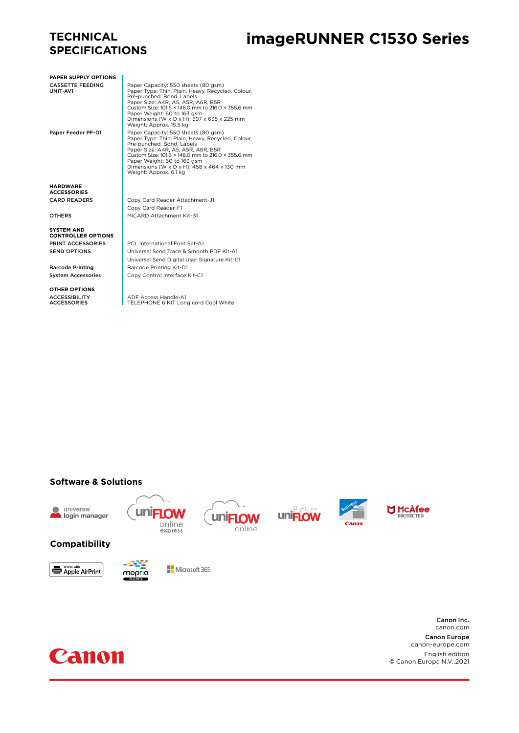# TECHNICAL SPECIFICATIONS

# imageRUNNER C1530 Series

| | |
|---|---|
| **PAPER SUPPLY OPTIONS** | |
| **CASSETTE FEEDING UNIT-AV1** | Paper Capacity: 550 sheets (80 gsm)<br>Paper Type: Thin, Plain, Heavy, Recycled, Colour, Pre-punched, Bond, Labels<br>Paper Size: A4R, A5, A5R, A6R, B5R<br>Custom Size: 101.6 × 148.0 mm to 216.0 × 355.6 mm<br>Paper Weight: 60 to 163 gsm<br>Dimensions (W x D x H): 597 x 635 x 225 mm<br>Weight: Approx. 15.5 kg |
| **Paper Feeder PF-D1** | Paper Capacity: 550 sheets (80 gsm)<br>Paper Type: Thin, Plain, Heavy, Recycled, Colour, Pre-punched, Bond, Labels<br>Paper Size: A4R, A5, A5R, A6R, B5R<br>Custom Size: 101.6 × 148.0 mm to 216.0 × 355.6 mm<br>Paper Weight: 60 to 163 gsm<br>Dimensions (W x D x H): 458 x 464 x 130 mm<br>Weight: Approx. 6.1 kg |
| **HARDWARE ACCESSORIES** | |
| **CARD READERS** | Copy Card Reader Attachment-J1<br>Copy Card Reader-F1 |
| **OTHERS** | MiCARD Attachment Kit-B1 |
| **SYSTEM AND CONTROLLER OPTIONS** | |
| **PRINT ACCESSORIES** | PCL International Font Set-A1. |
| **SEND OPTIONS** | Universal Send Trace & Smooth PDF Kit-A1<br>Universal Send Digital User Signature Kit-C1 |
| **Barcode Printing** | Barcode Printing Kit-D1 |
| **System Accessories** | Copy Control Interface Kit-C1 |
| **OTHER OPTIONS** | |
| **ACCESSIBILITY ACCESSORIES** | ADF Access Handle-A1<br>TELEPHONE 6 KIT Long cord Cool White |

## Software & Solutions

universal login manager

uniFLOW online express

uniFLOW online

uniFLOW

Business Canon

McAfee PROTECTED

## Compatibility

Works with Apple AirPrint

mopria ALLIANCE

Microsoft 365

Canon

**Canon Inc.**
canon.com

**Canon Europe**
canon-europe.com

English edition
© Canon Europa N.V.,2021